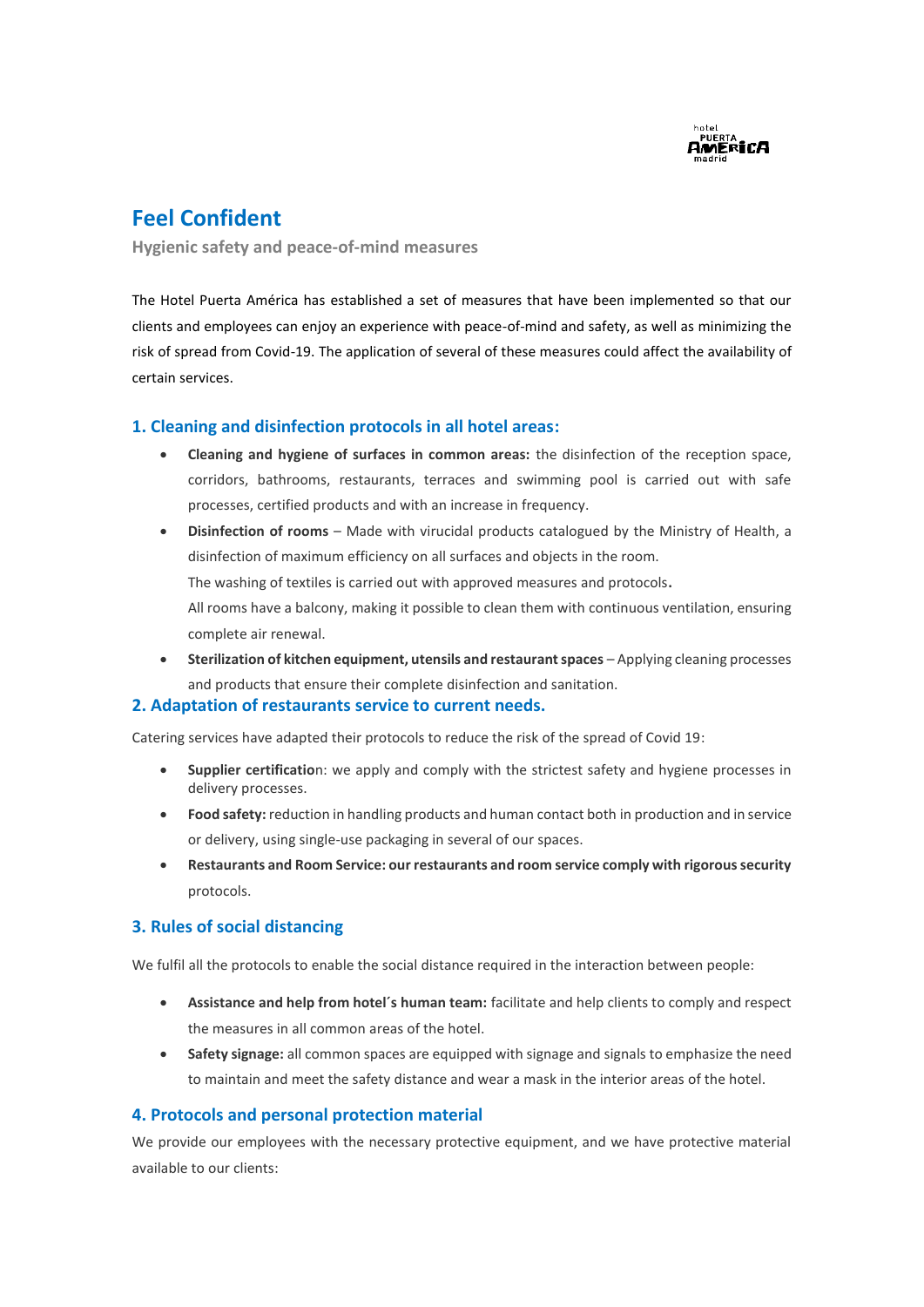# Feel Confident

**Hygienic safety and peace-of-mind measures**

The Hotel Puerta América has established a set of measures that have been implemented so that our clients and employees can enjoy an experience with peace-of-mind and safety, as well as minimizing the risk of spread from Covid-19. The application of several of these measures could affect the availability of certain services.

## 1. Cleaning and disinfection protocols in all hotel areas:

- **Cleaning and hygiene of surfaces in common areas:** the disinfection of the reception space, corridors, bathrooms, restaurants, terraces and swimming pool is carried out with safe processes, certified products and with an increase in frequency.
- **Disinfection of rooms** – Made with virucidal products catalogued by the Ministry of Health, a disinfection of maximum efficiency on all surfaces and objects in the room.
  The washing of textiles is carried out with approved measures and protocols**.**
  All rooms have a balcony, making it possible to clean them with continuous ventilation, ensuring complete air renewal.
- **Sterilization of kitchen equipment, utensils and restaurant spaces** – Applying cleaning processes and products that ensure their complete disinfection and sanitation.

## 2. Adaptation of restaurants service to current needs.

Catering services have adapted their protocols to reduce the risk of the spread of Covid 19:

- **Supplier certificatio**n: we apply and comply with the strictest safety and hygiene processes in delivery processes.
- **Food safety:** reduction in handling products and human contact both in production and in service or delivery, using single-use packaging in several of our spaces.
- **Restaurants and Room Service: our restaurants and room service comply with rigorous security** protocols.

## 3. Rules of social distancing

We fulfil all the protocols to enable the social distance required in the interaction between people:

- **Assistance and help from hotel´s human team:** facilitate and help clients to comply and respect the measures in all common areas of the hotel.
- **Safety signage:** all common spaces are equipped with signage and signals to emphasize the need to maintain and meet the safety distance and wear a mask in the interior areas of the hotel.

## 4. Protocols and personal protection material

We provide our employees with the necessary protective equipment, and we have protective material available to our clients: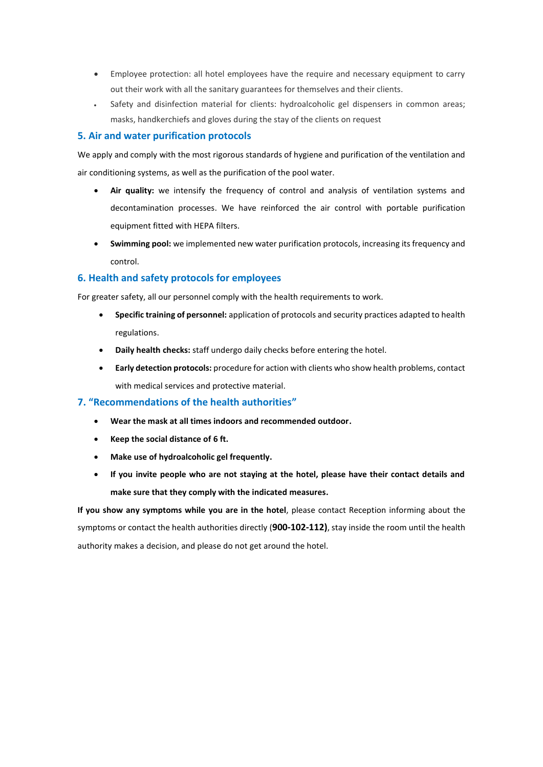- Employee protection: all hotel employees have the require and necessary equipment to carry out their work with all the sanitary guarantees for themselves and their clients.
- Safety and disinfection material for clients: hydroalcoholic gel dispensers in common areas; masks, handkerchiefs and gloves during the stay of the clients on request

## 5. Air and water purification protocols

We apply and comply with the most rigorous standards of hygiene and purification of the ventilation and air conditioning systems, as well as the purification of the pool water.

- **Air quality:** we intensify the frequency of control and analysis of ventilation systems and decontamination processes. We have reinforced the air control with portable purification equipment fitted with HEPA filters.
- **Swimming pool:** we implemented new water purification protocols, increasing its frequency and control.

## 6. Health and safety protocols for employees

For greater safety, all our personnel comply with the health requirements to work.

- **Specific training of personnel:** application of protocols and security practices adapted to health regulations.
- **Daily health checks:** staff undergo daily checks before entering the hotel.
- **Early detection protocols:** procedure for action with clients who show health problems, contact with medical services and protective material.

## 7. “Recommendations of the health authorities”

- **Wear the mask at all times indoors and recommended outdoor.**
- **Keep the social distance of 6 ft.**
- **Make use of hydroalcoholic gel frequently.**
- **If you invite people who are not staying at the hotel, please have their contact details and make sure that they comply with the indicated measures.**

**If you show any symptoms while you are in the hotel**, please contact Reception informing about the symptoms or contact the health authorities directly (**900-102-112)**, stay inside the room until the health authority makes a decision, and please do not get around the hotel.